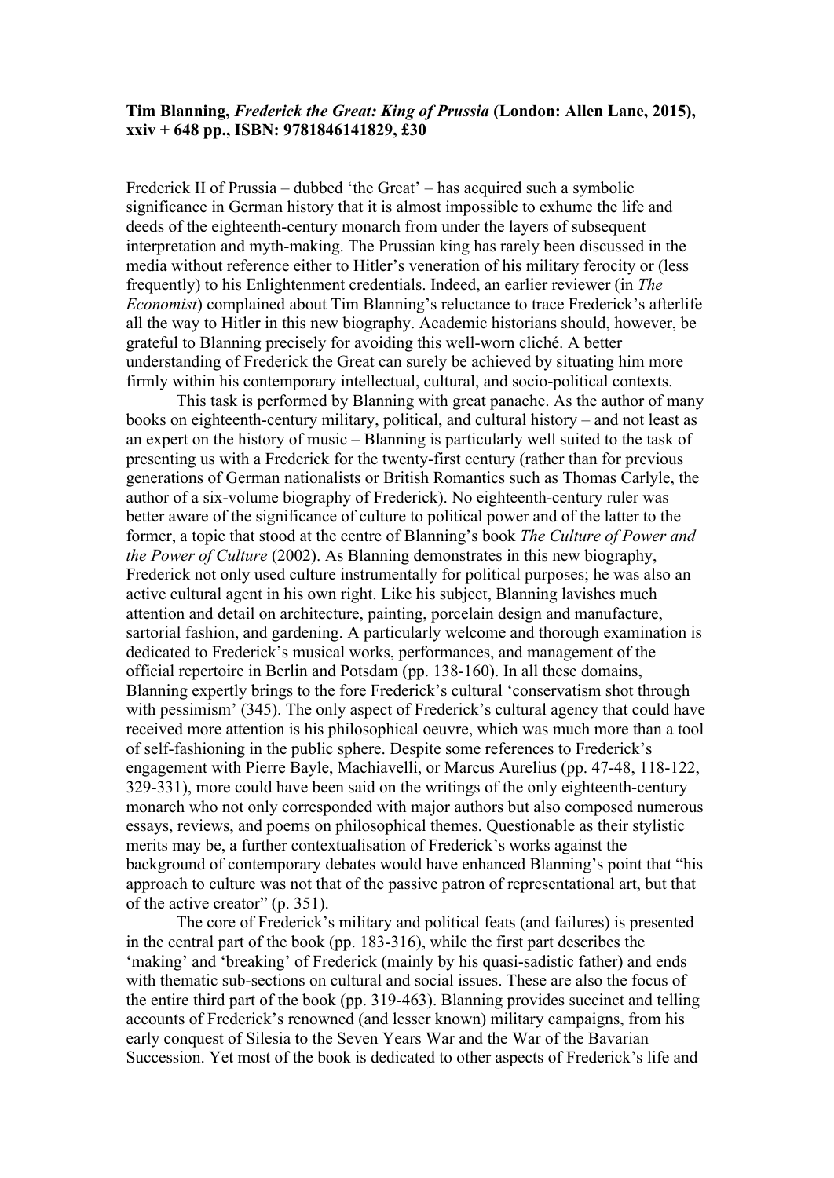**Tim Blanning, *Frederick the Great: King of Prussia* (London: Allen Lane, 2015), xxiv + 648 pp., ISBN: 9781846141829, £30**

Frederick II of Prussia – dubbed 'the Great' – has acquired such a symbolic significance in German history that it is almost impossible to exhume the life and deeds of the eighteenth-century monarch from under the layers of subsequent interpretation and myth-making. The Prussian king has rarely been discussed in the media without reference either to Hitler's veneration of his military ferocity or (less frequently) to his Enlightenment credentials. Indeed, an earlier reviewer (in *The Economist*) complained about Tim Blanning's reluctance to trace Frederick's afterlife all the way to Hitler in this new biography. Academic historians should, however, be grateful to Blanning precisely for avoiding this well-worn cliché. A better understanding of Frederick the Great can surely be achieved by situating him more firmly within his contemporary intellectual, cultural, and socio-political contexts.

This task is performed by Blanning with great panache. As the author of many books on eighteenth-century military, political, and cultural history – and not least as an expert on the history of music – Blanning is particularly well suited to the task of presenting us with a Frederick for the twenty-first century (rather than for previous generations of German nationalists or British Romantics such as Thomas Carlyle, the author of a six-volume biography of Frederick). No eighteenth-century ruler was better aware of the significance of culture to political power and of the latter to the former, a topic that stood at the centre of Blanning's book *The Culture of Power and the Power of Culture* (2002). As Blanning demonstrates in this new biography, Frederick not only used culture instrumentally for political purposes; he was also an active cultural agent in his own right. Like his subject, Blanning lavishes much attention and detail on architecture, painting, porcelain design and manufacture, sartorial fashion, and gardening. A particularly welcome and thorough examination is dedicated to Frederick's musical works, performances, and management of the official repertoire in Berlin and Potsdam (pp. 138-160). In all these domains, Blanning expertly brings to the fore Frederick's cultural 'conservatism shot through with pessimism' (345). The only aspect of Frederick's cultural agency that could have received more attention is his philosophical oeuvre, which was much more than a tool of self-fashioning in the public sphere. Despite some references to Frederick's engagement with Pierre Bayle, Machiavelli, or Marcus Aurelius (pp. 47-48, 118-122, 329-331), more could have been said on the writings of the only eighteenth-century monarch who not only corresponded with major authors but also composed numerous essays, reviews, and poems on philosophical themes. Questionable as their stylistic merits may be, a further contextualisation of Frederick's works against the background of contemporary debates would have enhanced Blanning's point that "his approach to culture was not that of the passive patron of representational art, but that of the active creator" (p. 351).

The core of Frederick's military and political feats (and failures) is presented in the central part of the book (pp. 183-316), while the first part describes the 'making' and 'breaking' of Frederick (mainly by his quasi-sadistic father) and ends with thematic sub-sections on cultural and social issues. These are also the focus of the entire third part of the book (pp. 319-463). Blanning provides succinct and telling accounts of Frederick's renowned (and lesser known) military campaigns, from his early conquest of Silesia to the Seven Years War and the War of the Bavarian Succession. Yet most of the book is dedicated to other aspects of Frederick's life and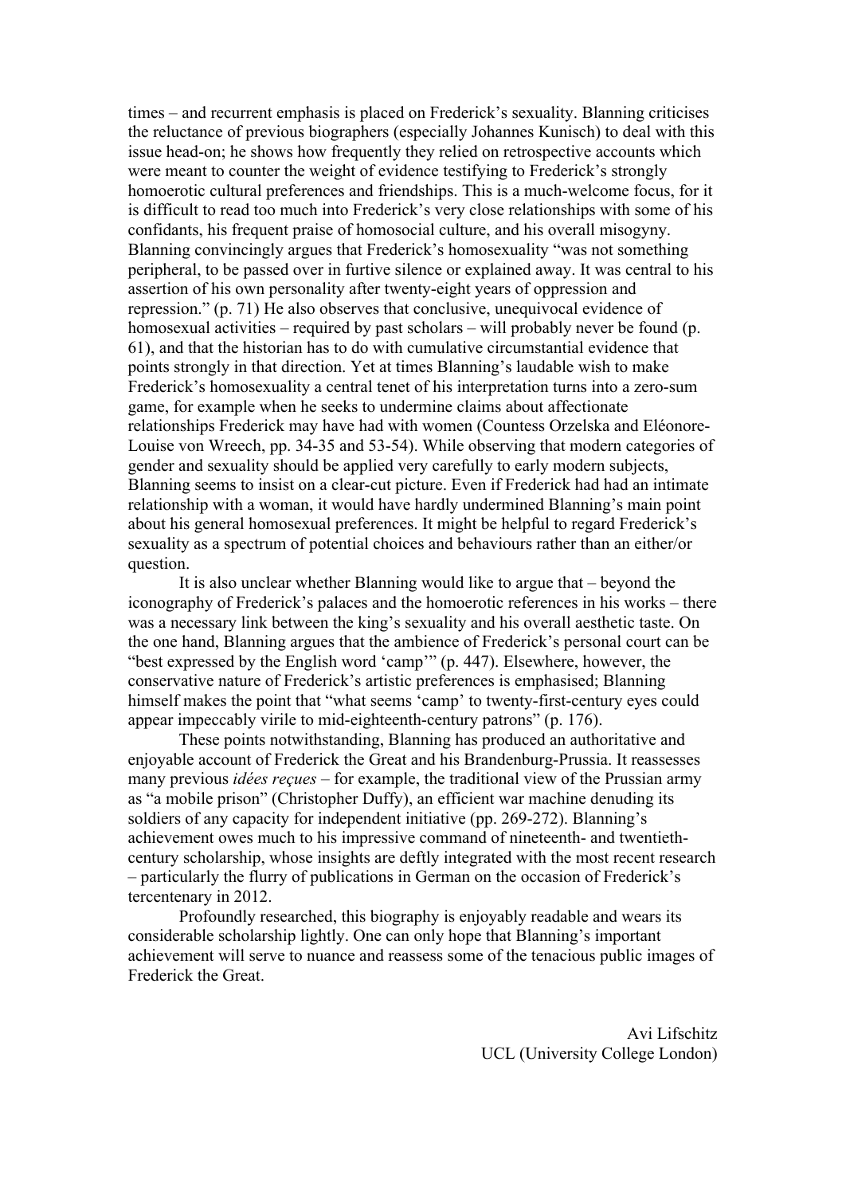times – and recurrent emphasis is placed on Frederick's sexuality. Blanning criticises the reluctance of previous biographers (especially Johannes Kunisch) to deal with this issue head-on; he shows how frequently they relied on retrospective accounts which were meant to counter the weight of evidence testifying to Frederick's strongly homoerotic cultural preferences and friendships. This is a much-welcome focus, for it is difficult to read too much into Frederick's very close relationships with some of his confidants, his frequent praise of homosocial culture, and his overall misogyny. Blanning convincingly argues that Frederick's homosexuality "was not something peripheral, to be passed over in furtive silence or explained away. It was central to his assertion of his own personality after twenty-eight years of oppression and repression." (p. 71) He also observes that conclusive, unequivocal evidence of homosexual activities – required by past scholars – will probably never be found (p. 61), and that the historian has to do with cumulative circumstantial evidence that points strongly in that direction. Yet at times Blanning's laudable wish to make Frederick's homosexuality a central tenet of his interpretation turns into a zero-sum game, for example when he seeks to undermine claims about affectionate relationships Frederick may have had with women (Countess Orzelska and Eléonore-Louise von Wreech, pp. 34-35 and 53-54). While observing that modern categories of gender and sexuality should be applied very carefully to early modern subjects, Blanning seems to insist on a clear-cut picture. Even if Frederick had had an intimate relationship with a woman, it would have hardly undermined Blanning's main point about his general homosexual preferences. It might be helpful to regard Frederick's sexuality as a spectrum of potential choices and behaviours rather than an either/or question.

It is also unclear whether Blanning would like to argue that – beyond the iconography of Frederick's palaces and the homoerotic references in his works – there was a necessary link between the king's sexuality and his overall aesthetic taste. On the one hand, Blanning argues that the ambience of Frederick's personal court can be "best expressed by the English word 'camp'" (p. 447). Elsewhere, however, the conservative nature of Frederick's artistic preferences is emphasised; Blanning himself makes the point that "what seems 'camp' to twenty-first-century eyes could appear impeccably virile to mid-eighteenth-century patrons" (p. 176).

These points notwithstanding, Blanning has produced an authoritative and enjoyable account of Frederick the Great and his Brandenburg-Prussia. It reassesses many previous *idées reçues* – for example, the traditional view of the Prussian army as "a mobile prison" (Christopher Duffy), an efficient war machine denuding its soldiers of any capacity for independent initiative (pp. 269-272). Blanning's achievement owes much to his impressive command of nineteenth- and twentieth-century scholarship, whose insights are deftly integrated with the most recent research – particularly the flurry of publications in German on the occasion of Frederick's tercentenary in 2012.

Profoundly researched, this biography is enjoyably readable and wears its considerable scholarship lightly. One can only hope that Blanning's important achievement will serve to nuance and reassess some of the tenacious public images of Frederick the Great.

Avi Lifschitz
UCL (University College London)